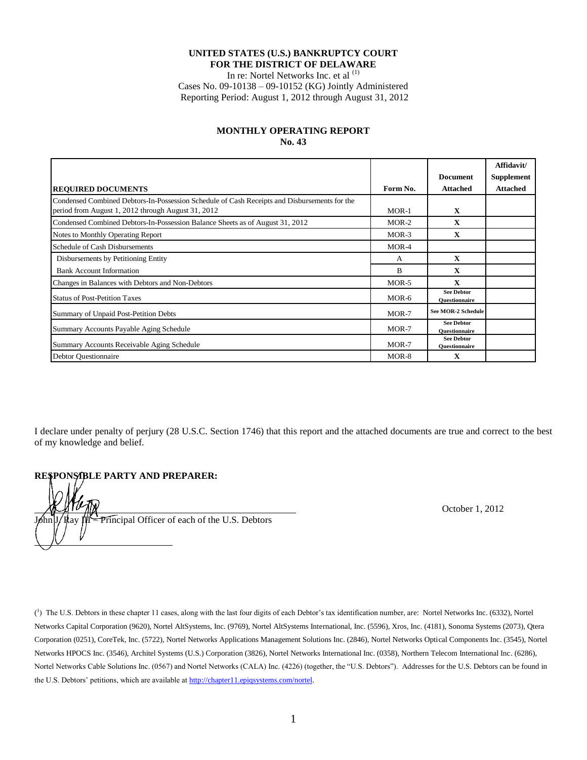**UNITED STATES (U.S.) BANKRUPTCY COURT**
**FOR THE DISTRICT OF DELAWARE**

In re: Nortel Networks Inc. et al [(1)]
Cases No. 09-10138 – 09-10152 (KG) Jointly Administered
Reporting Period: August 1, 2012 through August 31, 2012

## MONTHLY OPERATING REPORT
## No. 43

| REQUIRED DOCUMENTS | Form No. | Document Attached | Affidavit/ Supplement Attached |
|---|---|---|---|
| Condensed Combined Debtors-In-Possession Schedule of Cash Receipts and Disbursements for the period from August 1, 2012 through August 31, 2012 | MOR-1 | X | |
| Condensed Combined Debtors-In-Possession Balance Sheets as of August 31, 2012 | MOR-2 | X | |
| Notes to Monthly Operating Report | MOR-3 | X | |
| Schedule of Cash Disbursements | MOR-4 | | |
| Disbursements by Petitioning Entity | A | X | |
| Bank Account Information | B | X | |
| Changes in Balances with Debtors and Non-Debtors | MOR-5 | X | |
| Status of Post-Petition Taxes | MOR-6 | See Debtor Questionnaire | |
| Summary of Unpaid Post-Petition Debts | MOR-7 | See MOR-2 Schedule | |
| Summary Accounts Payable Aging Schedule | MOR-7 | See Debtor Questionnaire | |
| Summary Accounts Receivable Aging Schedule | MOR-7 | See Debtor Questionnaire | |
| Debtor Questionnaire | MOR-8 | X | |

I declare under penalty of perjury (28 U.S.C. Section 1746) that this report and the attached documents are true and correct to the best of my knowledge and belief.

**RESPONSIBLE PARTY AND PREPARER:**

John J. Ray III – Principal Officer of each of the U.S. Debtors

October 1, 2012

([1]) The U.S. Debtors in these chapter 11 cases, along with the last four digits of each Debtor's tax identification number, are: Nortel Networks Inc. (6332), Nortel Networks Capital Corporation (9620), Nortel AltSystems, Inc. (9769), Nortel AltSystems International, Inc. (5596), Xros, Inc. (4181), Sonoma Systems (2073), Qtera Corporation (0251), CoreTek, Inc. (5722), Nortel Networks Applications Management Solutions Inc. (2846), Nortel Networks Optical Components Inc. (3545), Nortel Networks HPOCS Inc. (3546), Architel Systems (U.S.) Corporation (3826), Nortel Networks International Inc. (0358), Northern Telecom International Inc. (6286), Nortel Networks Cable Solutions Inc. (0567) and Nortel Networks (CALA) Inc. (4226) (together, the "U.S. Debtors"). Addresses for the U.S. Debtors can be found in the U.S. Debtors' petitions, which are available at http://chapter11.epiqsystems.com/nortel.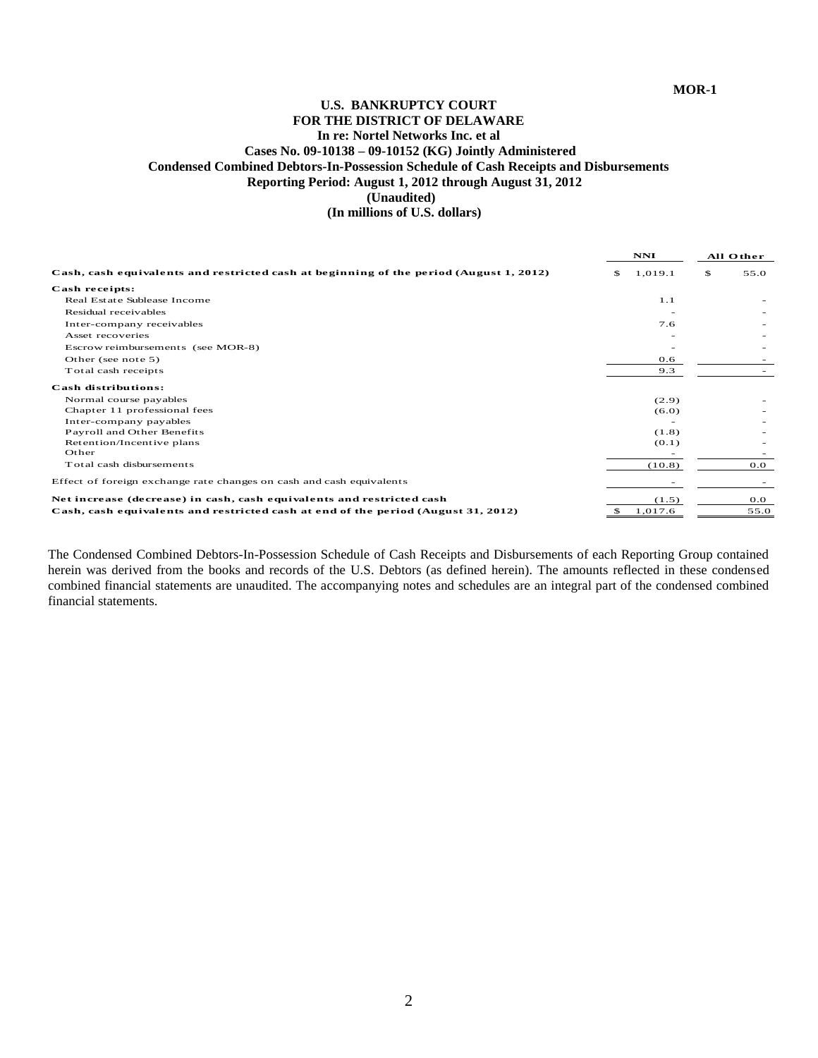MOR-1

**U.S. BANKRUPTCY COURT**
**FOR THE DISTRICT OF DELAWARE**
**In re: Nortel Networks Inc. et al**
**Cases No. 09-10138 – 09-10152 (KG) Jointly Administered**
**Condensed Combined Debtors-In-Possession Schedule of Cash Receipts and Disbursements**
**Reporting Period: August 1, 2012 through August 31, 2012**
**(Unaudited)**
**(In millions of U.S. dollars)**

| | NNI | All Other |
|---|---|---|
| **Cash, cash equivalents and restricted cash at beginning of the period (August 1, 2012)** | $ 1,019.1 | $ 55.0 |
| **Cash receipts:** | | |
| Real Estate Sublease Income | 1.1 | - |
| Residual receivables | - | - |
| Inter-company receivables | 7.6 | - |
| Asset recoveries | - | - |
| Escrow reimbursements (see MOR-8) | - | - |
| Other (see note 5) | 0.6 | - |
| Total cash receipts | 9.3 | - |
| **Cash distributions:** | | |
| Normal course payables | (2.9) | - |
| Chapter 11 professional fees | (6.0) | - |
| Inter-company payables | - | - |
| Payroll and Other Benefits | (1.8) | - |
| Retention/Incentive plans | (0.1) | - |
| Other | - | - |
| Total cash disbursements | (10.8) | 0.0 |
| Effect of foreign exchange rate changes on cash and cash equivalents | - | - |
| **Net increase (decrease) in cash, cash equivalents and restricted cash** | (1.5) | 0.0 |
| **Cash, cash equivalents and restricted cash at end of the period (August 31, 2012)** | $ 1,017.6 | 55.0 |

The Condensed Combined Debtors-In-Possession Schedule of Cash Receipts and Disbursements of each Reporting Group contained herein was derived from the books and records of the U.S. Debtors (as defined herein). The amounts reflected in these condensed combined financial statements are unaudited. The accompanying notes and schedules are an integral part of the condensed combined financial statements.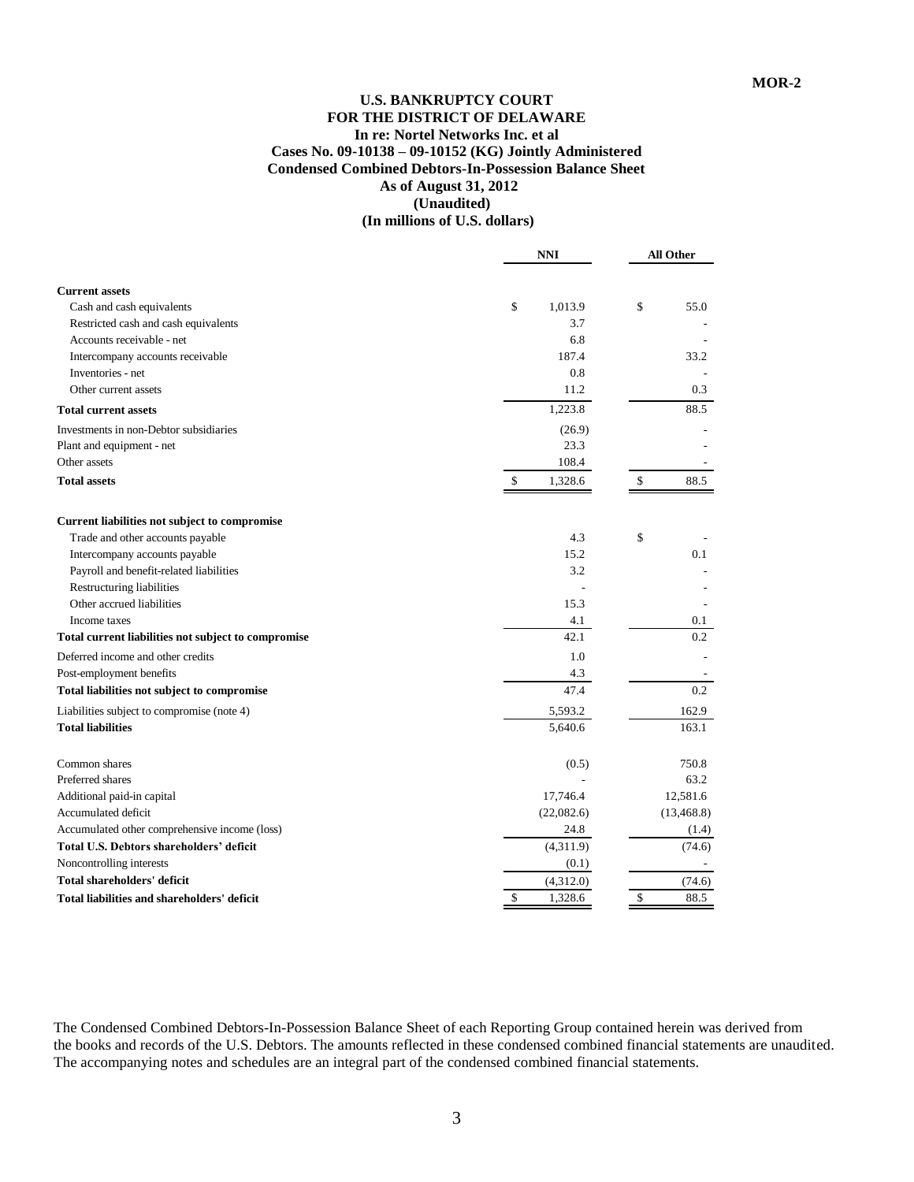MOR-2

**U.S. BANKRUPTCY COURT**
**FOR THE DISTRICT OF DELAWARE**
**In re: Nortel Networks Inc. et al**
**Cases No. 09-10138 – 09-10152 (KG) Jointly Administered**
**Condensed Combined Debtors-In-Possession Balance Sheet**
**As of August 31, 2012**
**(Unaudited)**
**(In millions of U.S. dollars)**

| | NNI | All Other |
|---|---|---|
| **Current assets** | | |
| Cash and cash equivalents | $ 1,013.9 | $ 55.0 |
| Restricted cash and cash equivalents | 3.7 | - |
| Accounts receivable - net | 6.8 | - |
| Intercompany accounts receivable | 187.4 | 33.2 |
| Inventories - net | 0.8 | - |
| Other current assets | 11.2 | 0.3 |
| **Total current assets** | 1,223.8 | 88.5 |
| Investments in non-Debtor subsidiaries | (26.9) | - |
| Plant and equipment - net | 23.3 | - |
| Other assets | 108.4 | - |
| **Total assets** | $ 1,328.6 | $ 88.5 |
| | | |
| **Current liabilities not subject to compromise** | | |
| Trade and other accounts payable | 4.3 | $ - |
| Intercompany accounts payable | 15.2 | 0.1 |
| Payroll and benefit-related liabilities | 3.2 | - |
| Restructuring liabilities | - | - |
| Other accrued liabilities | 15.3 | - |
| Income taxes | 4.1 | 0.1 |
| **Total current liabilities not subject to compromise** | 42.1 | 0.2 |
| Deferred income and other credits | 1.0 | - |
| Post-employment benefits | 4.3 | - |
| **Total liabilities not subject to compromise** | 47.4 | 0.2 |
| Liabilities subject to compromise (note 4) | 5,593.2 | 162.9 |
| **Total liabilities** | 5,640.6 | 163.1 |
| | | |
| Common shares | (0.5) | 750.8 |
| Preferred shares | - | 63.2 |
| Additional paid-in capital | 17,746.4 | 12,581.6 |
| Accumulated deficit | (22,082.6) | (13,468.8) |
| Accumulated other comprehensive income (loss) | 24.8 | (1.4) |
| **Total U.S. Debtors shareholders' deficit** | (4,311.9) | (74.6) |
| Noncontrolling interests | (0.1) | - |
| **Total shareholders' deficit** | (4,312.0) | (74.6) |
| **Total liabilities and shareholders' deficit** | $ 1,328.6 | $ 88.5 |

The Condensed Combined Debtors-In-Possession Balance Sheet of each Reporting Group contained herein was derived from the books and records of the U.S. Debtors. The amounts reflected in these condensed combined financial statements are unaudited. The accompanying notes and schedules are an integral part of the condensed combined financial statements.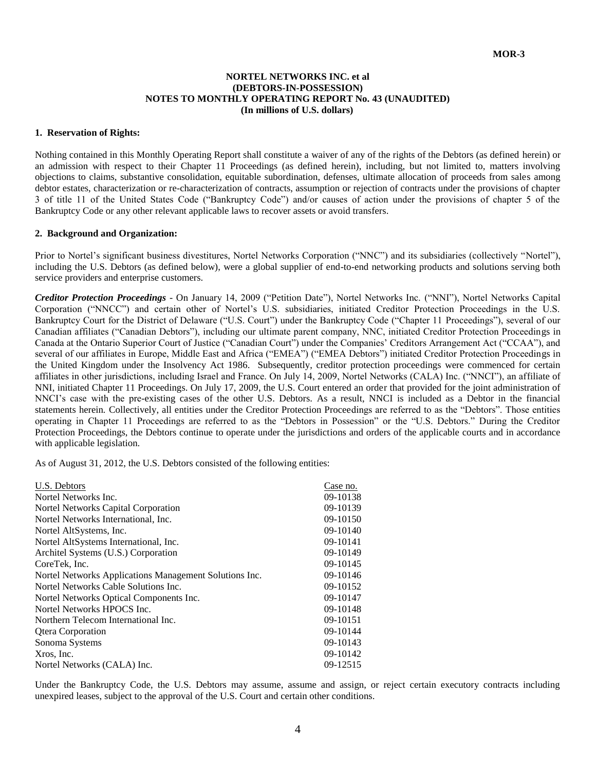MOR-3

# NORTEL NETWORKS INC. et al
# (DEBTORS-IN-POSSESSION)
# NOTES TO MONTHLY OPERATING REPORT No. 43 (UNAUDITED)
# (In millions of U.S. dollars)

## 1. Reservation of Rights:

Nothing contained in this Monthly Operating Report shall constitute a waiver of any of the rights of the Debtors (as defined herein) or an admission with respect to their Chapter 11 Proceedings (as defined herein), including, but not limited to, matters involving objections to claims, substantive consolidation, equitable subordination, defenses, ultimate allocation of proceeds from sales among debtor estates, characterization or re-characterization of contracts, assumption or rejection of contracts under the provisions of chapter 3 of title 11 of the United States Code ("Bankruptcy Code") and/or causes of action under the provisions of chapter 5 of the Bankruptcy Code or any other relevant applicable laws to recover assets or avoid transfers.

## 2. Background and Organization:

Prior to Nortel's significant business divestitures, Nortel Networks Corporation ("NNC") and its subsidiaries (collectively "Nortel"), including the U.S. Debtors (as defined below), were a global supplier of end-to-end networking products and solutions serving both service providers and enterprise customers.

***Creditor Protection Proceedings*** - On January 14, 2009 ("Petition Date"), Nortel Networks Inc. ("NNI"), Nortel Networks Capital Corporation ("NNCC") and certain other of Nortel's U.S. subsidiaries, initiated Creditor Protection Proceedings in the U.S. Bankruptcy Court for the District of Delaware ("U.S. Court") under the Bankruptcy Code ("Chapter 11 Proceedings"), several of our Canadian affiliates ("Canadian Debtors"), including our ultimate parent company, NNC, initiated Creditor Protection Proceedings in Canada at the Ontario Superior Court of Justice ("Canadian Court") under the Companies' Creditors Arrangement Act ("CCAA"), and several of our affiliates in Europe, Middle East and Africa ("EMEA") ("EMEA Debtors") initiated Creditor Protection Proceedings in the United Kingdom under the Insolvency Act 1986. Subsequently, creditor protection proceedings were commenced for certain affiliates in other jurisdictions, including Israel and France. On July 14, 2009, Nortel Networks (CALA) Inc. ("NNCI"), an affiliate of NNI, initiated Chapter 11 Proceedings. On July 17, 2009, the U.S. Court entered an order that provided for the joint administration of NNCI's case with the pre-existing cases of the other U.S. Debtors. As a result, NNCI is included as a Debtor in the financial statements herein. Collectively, all entities under the Creditor Protection Proceedings are referred to as the "Debtors". Those entities operating in Chapter 11 Proceedings are referred to as the "Debtors in Possession" or the "U.S. Debtors." During the Creditor Protection Proceedings, the Debtors continue to operate under the jurisdictions and orders of the applicable courts and in accordance with applicable legislation.

As of August 31, 2012, the U.S. Debtors consisted of the following entities:

| U.S. Debtors | Case no. |
|---|---|
| Nortel Networks Inc. | 09-10138 |
| Nortel Networks Capital Corporation | 09-10139 |
| Nortel Networks International, Inc. | 09-10150 |
| Nortel AltSystems, Inc. | 09-10140 |
| Nortel AltSystems International, Inc. | 09-10141 |
| Architel Systems (U.S.) Corporation | 09-10149 |
| CoreTek, Inc. | 09-10145 |
| Nortel Networks Applications Management Solutions Inc. | 09-10146 |
| Nortel Networks Cable Solutions Inc. | 09-10152 |
| Nortel Networks Optical Components Inc. | 09-10147 |
| Nortel Networks HPOCS Inc. | 09-10148 |
| Northern Telecom International Inc. | 09-10151 |
| Qtera Corporation | 09-10144 |
| Sonoma Systems | 09-10143 |
| Xros, Inc. | 09-10142 |
| Nortel Networks (CALA) Inc. | 09-12515 |

Under the Bankruptcy Code, the U.S. Debtors may assume, assume and assign, or reject certain executory contracts including unexpired leases, subject to the approval of the U.S. Court and certain other conditions.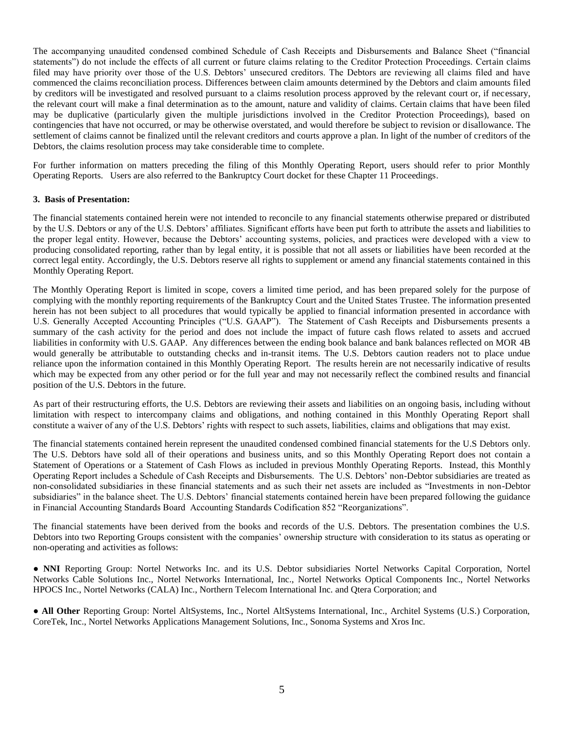The accompanying unaudited condensed combined Schedule of Cash Receipts and Disbursements and Balance Sheet ("financial statements") do not include the effects of all current or future claims relating to the Creditor Protection Proceedings. Certain claims filed may have priority over those of the U.S. Debtors' unsecured creditors. The Debtors are reviewing all claims filed and have commenced the claims reconciliation process. Differences between claim amounts determined by the Debtors and claim amounts filed by creditors will be investigated and resolved pursuant to a claims resolution process approved by the relevant court or, if necessary, the relevant court will make a final determination as to the amount, nature and validity of claims. Certain claims that have been filed may be duplicative (particularly given the multiple jurisdictions involved in the Creditor Protection Proceedings), based on contingencies that have not occurred, or may be otherwise overstated, and would therefore be subject to revision or disallowance. The settlement of claims cannot be finalized until the relevant creditors and courts approve a plan. In light of the number of creditors of the Debtors, the claims resolution process may take considerable time to complete.

For further information on matters preceding the filing of this Monthly Operating Report, users should refer to prior Monthly Operating Reports. Users are also referred to the Bankruptcy Court docket for these Chapter 11 Proceedings.

**3. Basis of Presentation:**

The financial statements contained herein were not intended to reconcile to any financial statements otherwise prepared or distributed by the U.S. Debtors or any of the U.S. Debtors' affiliates. Significant efforts have been put forth to attribute the assets and liabilities to the proper legal entity. However, because the Debtors' accounting systems, policies, and practices were developed with a view to producing consolidated reporting, rather than by legal entity, it is possible that not all assets or liabilities have been recorded at the correct legal entity. Accordingly, the U.S. Debtors reserve all rights to supplement or amend any financial statements contained in this Monthly Operating Report.

The Monthly Operating Report is limited in scope, covers a limited time period, and has been prepared solely for the purpose of complying with the monthly reporting requirements of the Bankruptcy Court and the United States Trustee. The information presented herein has not been subject to all procedures that would typically be applied to financial information presented in accordance with U.S. Generally Accepted Accounting Principles ("U.S. GAAP"). The Statement of Cash Receipts and Disbursements presents a summary of the cash activity for the period and does not include the impact of future cash flows related to assets and accrued liabilities in conformity with U.S. GAAP. Any differences between the ending book balance and bank balances reflected on MOR 4B would generally be attributable to outstanding checks and in-transit items. The U.S. Debtors caution readers not to place undue reliance upon the information contained in this Monthly Operating Report. The results herein are not necessarily indicative of results which may be expected from any other period or for the full year and may not necessarily reflect the combined results and financial position of the U.S. Debtors in the future.

As part of their restructuring efforts, the U.S. Debtors are reviewing their assets and liabilities on an ongoing basis, including without limitation with respect to intercompany claims and obligations, and nothing contained in this Monthly Operating Report shall constitute a waiver of any of the U.S. Debtors' rights with respect to such assets, liabilities, claims and obligations that may exist.

The financial statements contained herein represent the unaudited condensed combined financial statements for the U.S Debtors only. The U.S. Debtors have sold all of their operations and business units, and so this Monthly Operating Report does not contain a Statement of Operations or a Statement of Cash Flows as included in previous Monthly Operating Reports. Instead, this Monthly Operating Report includes a Schedule of Cash Receipts and Disbursements. The U.S. Debtors' non-Debtor subsidiaries are treated as non-consolidated subsidiaries in these financial statements and as such their net assets are included as "Investments in non-Debtor subsidiaries" in the balance sheet. The U.S. Debtors' financial statements contained herein have been prepared following the guidance in Financial Accounting Standards Board Accounting Standards Codification 852 "Reorganizations".

The financial statements have been derived from the books and records of the U.S. Debtors. The presentation combines the U.S. Debtors into two Reporting Groups consistent with the companies' ownership structure with consideration to its status as operating or non-operating and activities as follows:

- **NNI** Reporting Group: Nortel Networks Inc. and its U.S. Debtor subsidiaries Nortel Networks Capital Corporation, Nortel Networks Cable Solutions Inc., Nortel Networks International, Inc., Nortel Networks Optical Components Inc., Nortel Networks HPOCS Inc., Nortel Networks (CALA) Inc., Northern Telecom International Inc. and Qtera Corporation; and

- **All Other** Reporting Group: Nortel AltSystems, Inc., Nortel AltSystems International, Inc., Architel Systems (U.S.) Corporation, CoreTek, Inc., Nortel Networks Applications Management Solutions, Inc., Sonoma Systems and Xros Inc.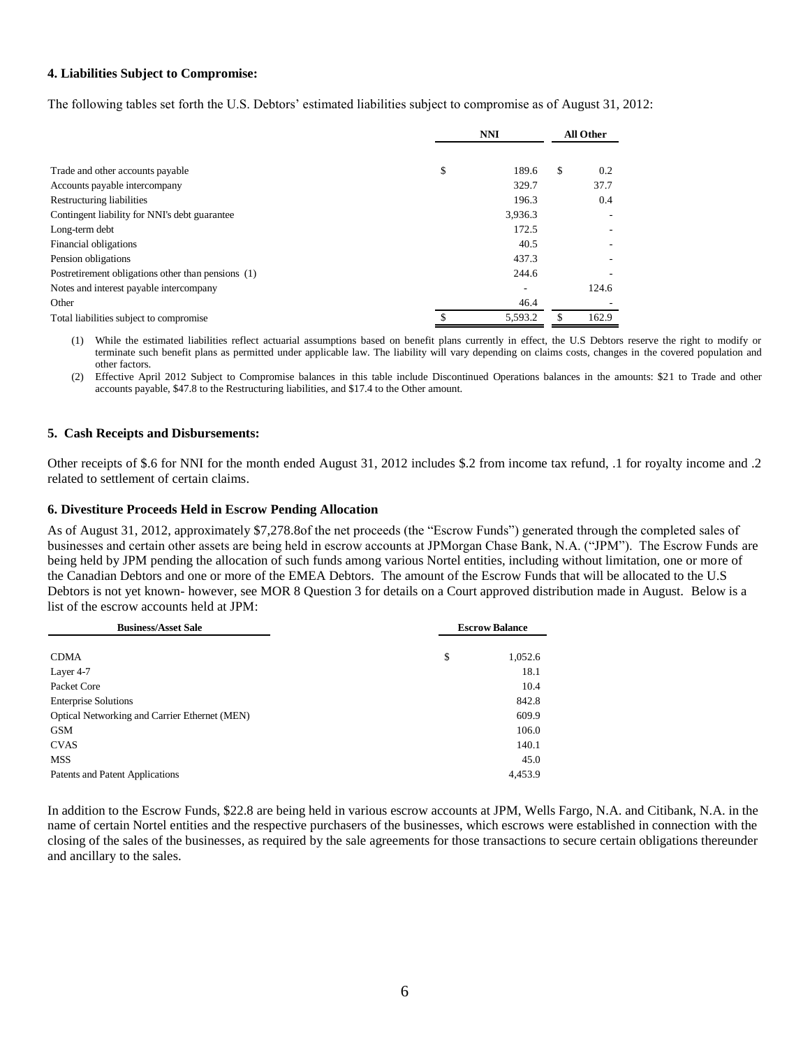### 4. Liabilities Subject to Compromise:

The following tables set forth the U.S. Debtors' estimated liabilities subject to compromise as of August 31, 2012:

| | NNI | All Other |
|---|---|---|
| Trade and other accounts payable | $ 189.6 | $ 0.2 |
| Accounts payable intercompany | 329.7 | 37.7 |
| Restructuring liabilities | 196.3 | 0.4 |
| Contingent liability for NNI's debt guarantee | 3,936.3 | - |
| Long-term debt | 172.5 | - |
| Financial obligations | 40.5 | - |
| Pension obligations | 437.3 | - |
| Postretirement obligations other than pensions (1) | 244.6 | - |
| Notes and interest payable intercompany | - | 124.6 |
| Other | 46.4 | - |
| Total liabilities subject to compromise | $ 5,593.2 | $ 162.9 |

(1) While the estimated liabilities reflect actuarial assumptions based on benefit plans currently in effect, the U.S Debtors reserve the right to modify or terminate such benefit plans as permitted under applicable law. The liability will vary depending on claims costs, changes in the covered population and other factors.

(2) Effective April 2012 Subject to Compromise balances in this table include Discontinued Operations balances in the amounts: $21 to Trade and other accounts payable, $47.8 to the Restructuring liabilities, and $17.4 to the Other amount.

### 5. Cash Receipts and Disbursements:

Other receipts of $.6 for NNI for the month ended August 31, 2012 includes $.2 from income tax refund, .1 for royalty income and .2 related to settlement of certain claims.

### 6. Divestiture Proceeds Held in Escrow Pending Allocation

As of August 31, 2012, approximately $7,278.8of the net proceeds (the "Escrow Funds") generated through the completed sales of businesses and certain other assets are being held in escrow accounts at JPMorgan Chase Bank, N.A. ("JPM"). The Escrow Funds are being held by JPM pending the allocation of such funds among various Nortel entities, including without limitation, one or more of the Canadian Debtors and one or more of the EMEA Debtors. The amount of the Escrow Funds that will be allocated to the U.S Debtors is not yet known- however, see MOR 8 Question 3 for details on a Court approved distribution made in August. Below is a list of the escrow accounts held at JPM:

| Business/Asset Sale | Escrow Balance |
|---|---|
| CDMA | $ 1,052.6 |
| Layer 4-7 | 18.1 |
| Packet Core | 10.4 |
| Enterprise Solutions | 842.8 |
| Optical Networking and Carrier Ethernet (MEN) | 609.9 |
| GSM | 106.0 |
| CVAS | 140.1 |
| MSS | 45.0 |
| Patents and Patent Applications | 4,453.9 |

In addition to the Escrow Funds, $22.8 are being held in various escrow accounts at JPM, Wells Fargo, N.A. and Citibank, N.A. in the name of certain Nortel entities and the respective purchasers of the businesses, which escrows were established in connection with the closing of the sales of the businesses, as required by the sale agreements for those transactions to secure certain obligations thereunder and ancillary to the sales.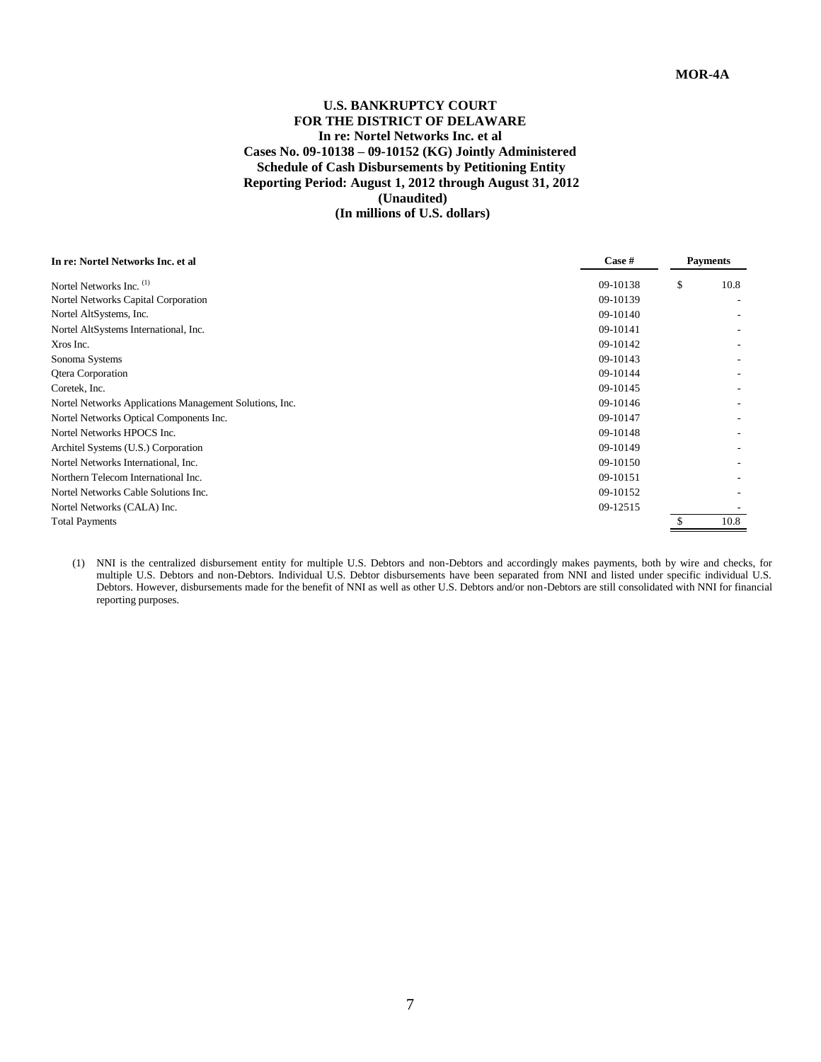MOR-4A

**U.S. BANKRUPTCY COURT**
**FOR THE DISTRICT OF DELAWARE**
**In re: Nortel Networks Inc. et al**
**Cases No. 09-10138 – 09-10152 (KG) Jointly Administered**
**Schedule of Cash Disbursements by Petitioning Entity**
**Reporting Period: August 1, 2012 through August 31, 2012**
**(Unaudited)**
**(In millions of U.S. dollars)**

| In re: Nortel Networks Inc. et al | Case # | Payments |
|---|---|---|
| Nortel Networks Inc. [1] | 09-10138 | $ 10.8 |
| Nortel Networks Capital Corporation | 09-10139 | - |
| Nortel AltSystems, Inc. | 09-10140 | - |
| Nortel AltSystems International, Inc. | 09-10141 | - |
| Xros Inc. | 09-10142 | - |
| Sonoma Systems | 09-10143 | - |
| Qtera Corporation | 09-10144 | - |
| Coretek, Inc. | 09-10145 | - |
| Nortel Networks Applications Management Solutions, Inc. | 09-10146 | - |
| Nortel Networks Optical Components Inc. | 09-10147 | - |
| Nortel Networks HPOCS Inc. | 09-10148 | - |
| Architel Systems (U.S.) Corporation | 09-10149 | - |
| Nortel Networks International, Inc. | 09-10150 | - |
| Northern Telecom International Inc. | 09-10151 | - |
| Nortel Networks Cable Solutions Inc. | 09-10152 | - |
| Nortel Networks (CALA) Inc. | 09-12515 | - |
| Total Payments | | $ 10.8 |

(1) NNI is the centralized disbursement entity for multiple U.S. Debtors and non-Debtors and accordingly makes payments, both by wire and checks, for multiple U.S. Debtors and non-Debtors. Individual U.S. Debtor disbursements have been separated from NNI and listed under specific individual U.S. Debtors. However, disbursements made for the benefit of NNI as well as other U.S. Debtors and/or non-Debtors are still consolidated with NNI for financial reporting purposes.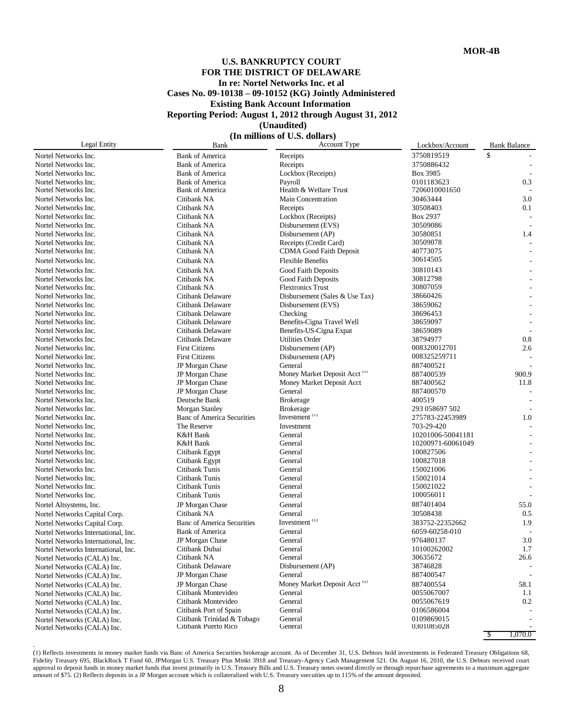MOR-4B

**U.S. BANKRUPTCY COURT**
**FOR THE DISTRICT OF DELAWARE**
**In re: Nortel Networks Inc. et al**
**Cases No. 09-10138 – 09-10152 (KG) Jointly Administered**
**Existing Bank Account Information**
**Reporting Period: August 1, 2012 through August 31, 2012**
**(Unaudited)**
**(In millions of U.S. dollars)**

| Legal Entity | Bank | Account Type | Lockbox/Account | Bank Balance |
|---|---|---|---|---|
| Nortel Networks Inc. | Bank of America | Receipts | 3750819519 | $ - |
| Nortel Networks Inc. | Bank of America | Receipts | 3750886432 | - |
| Nortel Networks Inc. | Bank of America | Lockbox (Receipts) | Box 3985 | - |
| Nortel Networks Inc. | Bank of America | Payroll | 0101183623 | 0.3 |
| Nortel Networks Inc. | Bank of America | Health & Welfare Trust | 7206010001650 | - |
| Nortel Networks Inc. | Citibank NA | Main Concentration | 30463444 | 3.0 |
| Nortel Networks Inc. | Citibank NA | Receipts | 30508403 | 0.1 |
| Nortel Networks Inc. | Citibank NA | Lockbox (Receipts) | Box 2937 | - |
| Nortel Networks Inc. | Citibank NA | Disbursement (EVS) | 30509086 | - |
| Nortel Networks Inc. | Citibank NA | Disbursement (AP) | 30580851 | 1.4 |
| Nortel Networks Inc. | Citibank NA | Receipts (Credit Card) | 30509078 | - |
| Nortel Networks Inc. | Citibank NA | CDMA Good Faith Deposit | 40773075 | - |
| Nortel Networks Inc. | Citibank NA | Flexible Benefits | 30614505 | - |
| Nortel Networks Inc. | Citibank NA | Good Faith Deposits | 30810143 | - |
| Nortel Networks Inc. | Citibank NA | Good Faith Deposits | 30812798 | - |
| Nortel Networks Inc. | Citibank NA | Flextronics Trust | 30807059 | - |
| Nortel Networks Inc. | Citibank Delaware | Disbursement (Sales & Use Tax) | 38660426 | - |
| Nortel Networks Inc. | Citibank Delaware | Disbursement (EVS) | 38659062 | - |
| Nortel Networks Inc. | Citibank Delaware | Checking | 38696453 | - |
| Nortel Networks Inc. | Citibank Delaware | Benefits-Cigna Travel Well | 38659097 | - |
| Nortel Networks Inc. | Citibank Delaware | Benefits-US-Cigna Expat | 38659089 | - |
| Nortel Networks Inc. | Citibank Delaware | Utilities Order | 38794977 | 0.8 |
| Nortel Networks Inc. | First Citizens | Disbursement (AP) | 008320012701 | 2.6 |
| Nortel Networks Inc. | First Citizens | Disbursement (AP) | 008325259711 | - |
| Nortel Networks Inc. | JP Morgan Chase | General | 887400521 | - |
| Nortel Networks Inc. | JP Morgan Chase | Money Market Deposit Acct (2) | 887400539 | 900.9 |
| Nortel Networks Inc. | JP Morgan Chase | Money Market Deposit Acct | 887400562 | 11.8 |
| Nortel Networks Inc. | JP Morgan Chase | General | 887400570 | - |
| Nortel Networks Inc. | Deutsche Bank | Brokerage | 400519 | - |
| Nortel Networks Inc. | Morgan Stanley | Brokerage | 293 058697 502 | - |
| Nortel Networks Inc. | Banc of America Securities | Investment (1) | 275783-22453989 | 1.0 |
| Nortel Networks Inc. | The Reserve | Investment | 703-29-420 | - |
| Nortel Networks Inc. | K&H Bank | General | 10201006-50041181 | - |
| Nortel Networks Inc. | K&H Bank | General | 10200971-60061049 | - |
| Nortel Networks Inc. | Citibank Egypt | General | 100827506 | - |
| Nortel Networks Inc. | Citibank Egypt | General | 100827018 | - |
| Nortel Networks Inc. | Citibank Tunis | General | 150021006 | - |
| Nortel Networks Inc. | Citibank Tunis | General | 150021014 | - |
| Nortel Networks Inc. | Citibank Tunis | General | 150021022 | - |
| Nortel Networks Inc. | Citibank Tunis | General | 100056011 | - |
| Nortel Altsystems, Inc. | JP Morgan Chase | General | 887401404 | 55.0 |
| Nortel Networks Capital Corp. | Citibank NA | General | 30508438 | 0.5 |
| Nortel Networks Capital Corp. | Banc of America Securities | Investment (1) | 383752-22352662 | 1.9 |
| Nortel Networks International, Inc. | Bank of America | General | 6059-60258-010 | - |
| Nortel Networks International, Inc. | JP Morgan Chase | General | 976480137 | 3.0 |
| Nortel Networks International, Inc. | Citibank Dubai | General | 10100262002 | 1.7 |
| Nortel Networks (CALA) Inc. | Citibank NA | General | 30635672 | 26.6 |
| Nortel Networks (CALA) Inc. | Citibank Delaware | Disbursement (AP) | 38746828 | - |
| Nortel Networks (CALA) Inc. | JP Morgan Chase | General | 887400547 | - |
| Nortel Networks (CALA) Inc. | JP Morgan Chase | Money Market Deposit Acct (2) | 887400554 | 58.1 |
| Nortel Networks (CALA) Inc. | Citibank Montevideo | General | 0055067007 | 1.1 |
| Nortel Networks (CALA) Inc. | Citibank Montevideo | General | 0055067619 | 0.2 |
| Nortel Networks (CALA) Inc. | Citibank Port of Spain | General | 0106586004 | - |
| Nortel Networks (CALA) Inc. | Citibank Trinidad & Tobago | General | 0109869015 | - |
| Nortel Networks (CALA) Inc. | Citibank Puerto Rico | General | 0301085028 | - |
| | | | | $ 1,070.0 |

(1) Reflects investments in money market funds via Banc of America Securities brokerage account. As of December 31, U.S. Debtors hold investments in Federated Treasury Obligations 68, Fidelity Treasury 695, BlackRock T Fund 60, JPMorgan U.S. Treasury Plus Mmkt 3918 and Treasury-Agency Cash Management 521. On August 16, 2010, the U.S. Debtors received court approval to deposit funds in money market funds that invest primarily in U.S. Treasury Bills and U.S. Treasury notes owned directly or through repurchase agreements to a maximum aggregate amount of $75. (2) Reflects deposits in a JP Morgan account which is collateralized with U.S. Treasury ssecuities up to 115% of the amount deposited.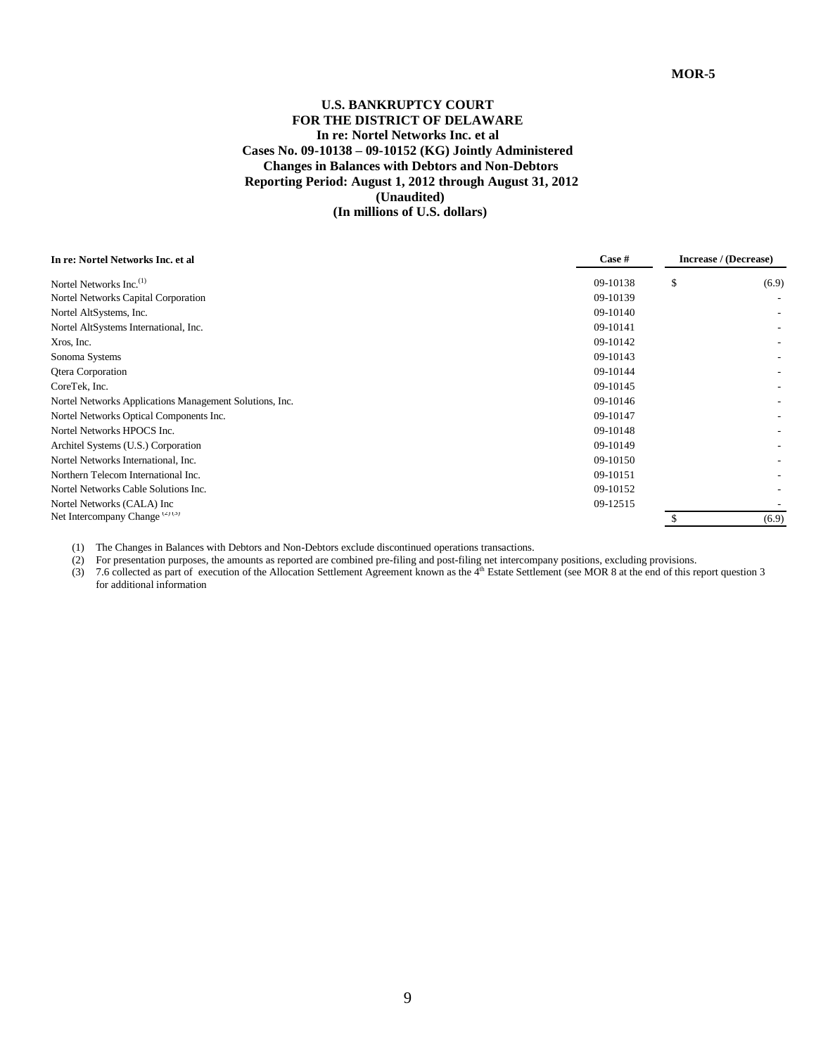MOR-5

**U.S. BANKRUPTCY COURT**
**FOR THE DISTRICT OF DELAWARE**
**In re: Nortel Networks Inc. et al**
**Cases No. 09-10138 – 09-10152 (KG) Jointly Administered**
**Changes in Balances with Debtors and Non-Debtors**
**Reporting Period: August 1, 2012 through August 31, 2012**
**(Unaudited)**
**(In millions of U.S. dollars)**

| In re: Nortel Networks Inc. et al | Case # | Increase / (Decrease) | |
|---|---|---|---|
| Nortel Networks Inc.[1] | 09-10138 | $ | (6.9) |
| Nortel Networks Capital Corporation | 09-10139 | | - |
| Nortel AltSystems, Inc. | 09-10140 | | - |
| Nortel AltSystems International, Inc. | 09-10141 | | - |
| Xros, Inc. | 09-10142 | | - |
| Sonoma Systems | 09-10143 | | - |
| Qtera Corporation | 09-10144 | | - |
| CoreTek, Inc. | 09-10145 | | - |
| Nortel Networks Applications Management Solutions, Inc. | 09-10146 | | - |
| Nortel Networks Optical Components Inc. | 09-10147 | | - |
| Nortel Networks HPOCS Inc. | 09-10148 | | - |
| Architel Systems (U.S.) Corporation | 09-10149 | | - |
| Nortel Networks International, Inc. | 09-10150 | | - |
| Northern Telecom International Inc. | 09-10151 | | - |
| Nortel Networks Cable Solutions Inc. | 09-10152 | | - |
| Nortel Networks (CALA) Inc | 09-12515 | | - |
| Net Intercompany Change [2][3] | | $ | (6.9) |

(1) The Changes in Balances with Debtors and Non-Debtors exclude discontinued operations transactions.

(2) For presentation purposes, the amounts as reported are combined pre-filing and post-filing net intercompany positions, excluding provisions.

(3) 7.6 collected as part of execution of the Allocation Settlement Agreement known as the 4th Estate Settlement (see MOR 8 at the end of this report question 3 for additional information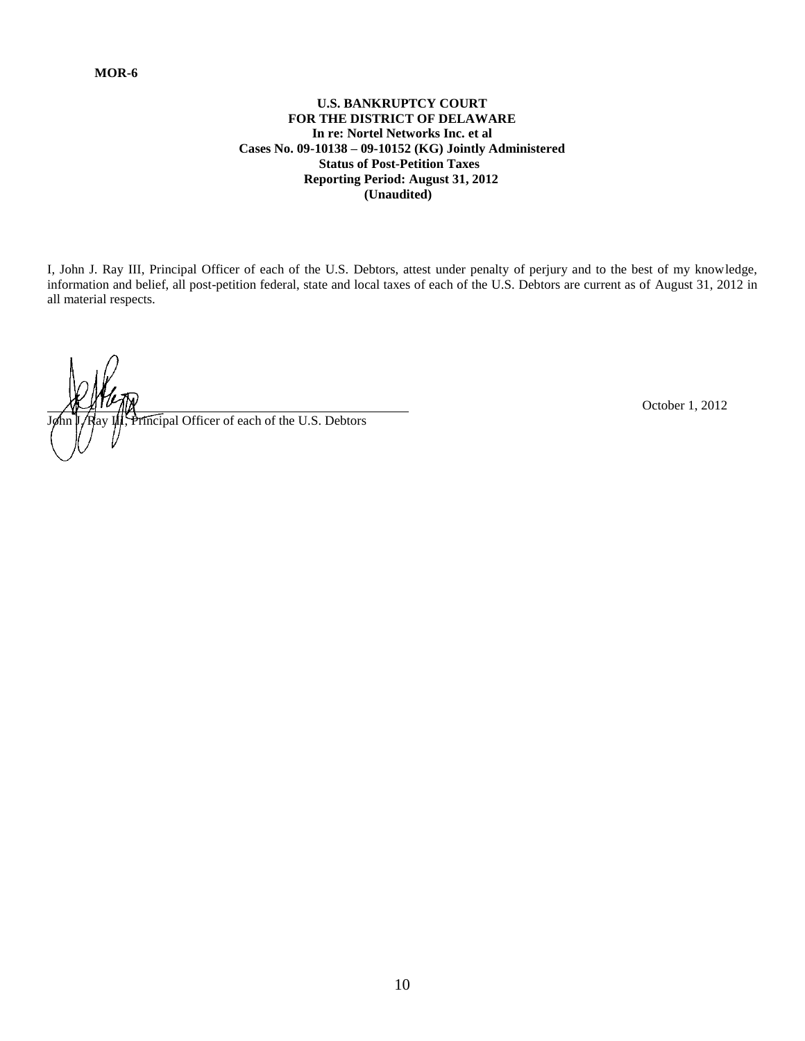**MOR-6**

**U.S. BANKRUPTCY COURT**
**FOR THE DISTRICT OF DELAWARE**
**In re: Nortel Networks Inc. et al**
**Cases No. 09-10138 – 09-10152 (KG) Jointly Administered**
**Status of Post-Petition Taxes**
**Reporting Period: August 31, 2012**
**(Unaudited)**

I, John J. Ray III, Principal Officer of each of the U.S. Debtors, attest under penalty of perjury and to the best of my knowledge, information and belief, all post-petition federal, state and local taxes of each of the U.S. Debtors are current as of August 31, 2012 in all material respects.

John J. Ray III, Principal Officer of each of the U.S. Debtors

October 1, 2012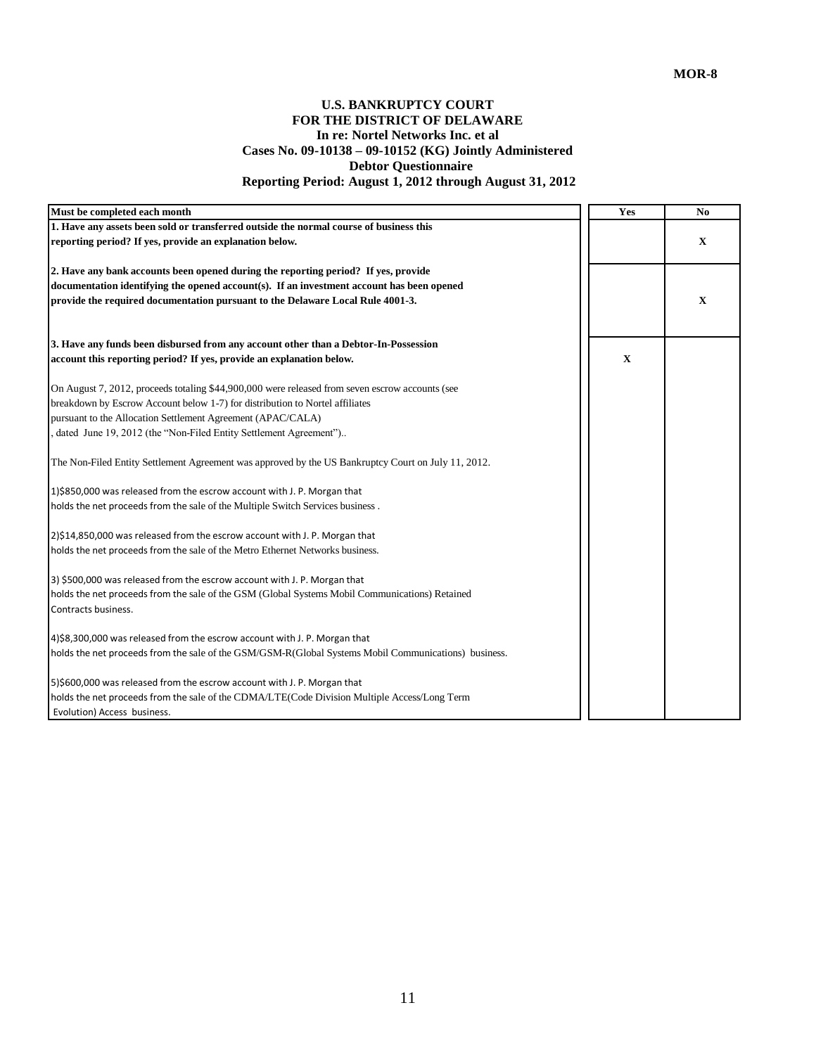MOR-8

**U.S. BANKRUPTCY COURT**
**FOR THE DISTRICT OF DELAWARE**
**In re: Nortel Networks Inc. et al**
**Cases No. 09-10138 – 09-10152 (KG) Jointly Administered**
**Debtor Questionnaire**
**Reporting Period: August 1, 2012 through August 31, 2012**

| Must be completed each month | Yes | No |
|---|---|---|
| **1. Have any assets been sold or transferred outside the normal course of business this reporting period? If yes, provide an explanation below.** | | X |
| **2. Have any bank accounts been opened during the reporting period? If yes, provide documentation identifying the opened account(s). If an investment account has been opened provide the required documentation pursuant to the Delaware Local Rule 4001-3.** | | X |
| **3. Have any funds been disbursed from any account other than a Debtor-In-Possession account this reporting period? If yes, provide an explanation below.** | X | |
| On August 7, 2012, proceeds totaling $44,900,000 were released from seven escrow accounts (see breakdown by Escrow Account below 1-7) for distribution to Nortel affiliates pursuant to the Allocation Settlement Agreement (APAC/CALA), dated June 19, 2012 (the "Non-Filed Entity Settlement Agreement").. | | |
| The Non-Filed Entity Settlement Agreement was approved by the US Bankruptcy Court on July 11, 2012. | | |
| 1)$850,000 was released from the escrow account with J. P. Morgan that holds the net proceeds from the sale of the Multiple Switch Services business . | | |
| 2)$14,850,000 was released from the escrow account with J. P. Morgan that holds the net proceeds from the sale of the Metro Ethernet Networks business. | | |
| 3) $500,000 was released from the escrow account with J. P. Morgan that holds the net proceeds from the sale of the GSM (Global Systems Mobil Communications) Retained Contracts business. | | |
| 4)$8,300,000 was released from the escrow account with J. P. Morgan that holds the net proceeds from the sale of the GSM/GSM-R(Global Systems Mobil Communications) business. | | |
| 5)$600,000 was released from the escrow account with J. P. Morgan that holds the net proceeds from the sale of the CDMA/LTE(Code Division Multiple Access/Long Term Evolution) Access business. | | |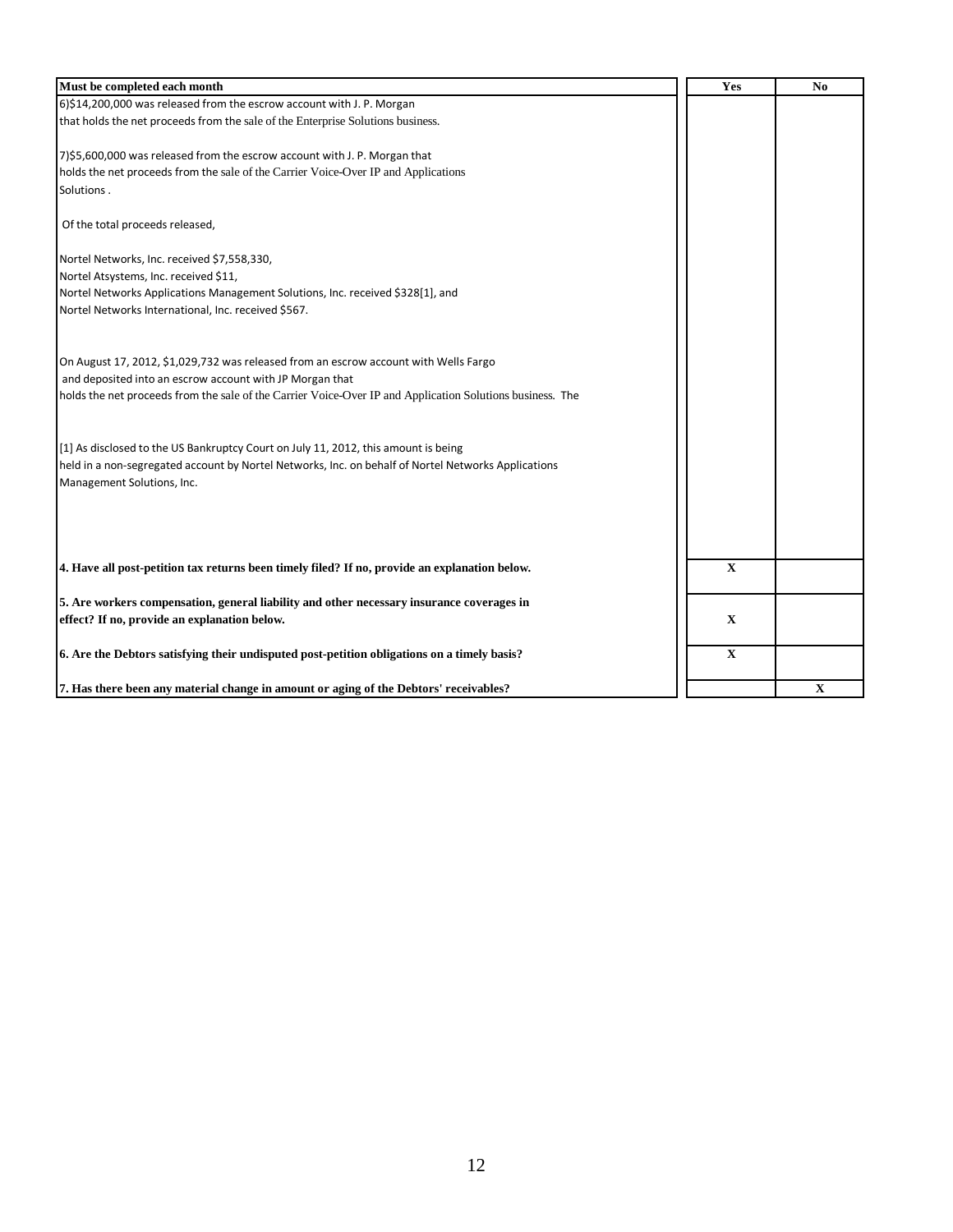| Must be completed each month | Yes | No |
|---|---|---|
| 6)$14,200,000 was released from the escrow account with J. P. Morgan that holds the net proceeds from the sale of the Enterprise Solutions business.<br><br>7)$5,600,000 was released from the escrow account with J. P. Morgan that holds the net proceeds from the sale of the Carrier Voice-Over IP and Applications Solutions .<br><br>Of the total proceeds released,<br><br>Nortel Networks, Inc. received $7,558,330,<br>Nortel Atsystems, Inc. received $11,<br>Nortel Networks Applications Management Solutions, Inc. received $328[1], and<br>Nortel Networks International, Inc. received $567.<br><br>On August 17, 2012, $1,029,732 was released from an escrow account with Wells Fargo and deposited into an escrow account with JP Morgan that holds the net proceeds from the sale of the Carrier Voice-Over IP and Application Solutions business. The<br><br>[1] As disclosed to the US Bankruptcy Court on July 11, 2012, this amount is being held in a non-segregated account by Nortel Networks, Inc. on behalf of Nortel Networks Applications Management Solutions, Inc. | | |
| **4. Have all post-petition tax returns been timely filed? If no, provide an explanation below.** | X | |
| **5. Are workers compensation, general liability and other necessary insurance coverages in effect? If no, provide an explanation below.** | X | |
| **6. Are the Debtors satisfying their undisputed post-petition obligations on a timely basis?** | X | |
| **7. Has there been any material change in amount or aging of the Debtors' receivables?** | | X |